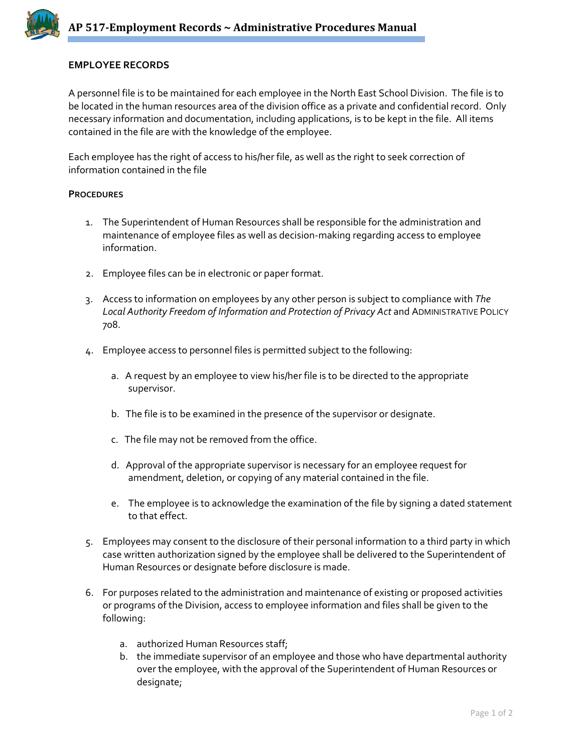# AP 517-Employment Records ~ Administrative Procedures Manual

## EMPLOYEE RECORDS

A personnel file is to be maintained for each employee in the North East School Division. The file is to be located in the human resources area of the division office as a private and confidential record. Only necessary information and documentation, including applications, is to be kept in the file. All items contained in the file are with the knowledge of the employee.

Each employee has the right of access to his/her file, as well as the right to seek correction of information contained in the file

### PROCEDURES

1. The Superintendent of Human Resources shall be responsible for the administration and maintenance of employee files as well as decision-making regarding access to employee information.

2. Employee files can be in electronic or paper format.

3. Access to information on employees by any other person is subject to compliance with *The Local Authority Freedom of Information and Protection of Privacy Act* and ADMINISTRATIVE POLICY 708.

4. Employee access to personnel files is permitted subject to the following:

   a. A request by an employee to view his/her file is to be directed to the appropriate supervisor.

   b. The file is to be examined in the presence of the supervisor or designate.

   c. The file may not be removed from the office.

   d. Approval of the appropriate supervisor is necessary for an employee request for amendment, deletion, or copying of any material contained in the file.

   e. The employee is to acknowledge the examination of the file by signing a dated statement to that effect.

5. Employees may consent to the disclosure of their personal information to a third party in which case written authorization signed by the employee shall be delivered to the Superintendent of Human Resources or designate before disclosure is made.

6. For purposes related to the administration and maintenance of existing or proposed activities or programs of the Division, access to employee information and files shall be given to the following:

   a. authorized Human Resources staff;
   b. the immediate supervisor of an employee and those who have departmental authority over the employee, with the approval of the Superintendent of Human Resources or designate;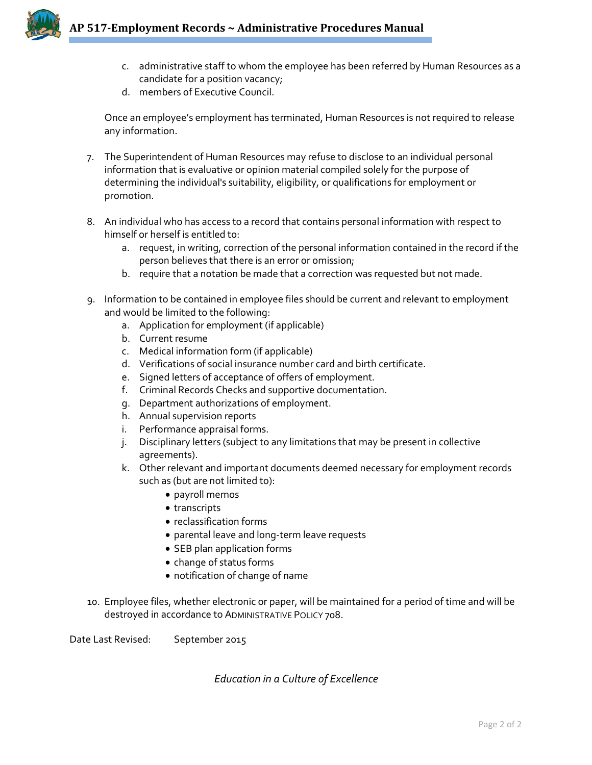c. administrative staff to whom the employee has been referred by Human Resources as a candidate for a position vacancy;
   d. members of Executive Council.

   Once an employee's employment has terminated, Human Resources is not required to release any information.

7. The Superintendent of Human Resources may refuse to disclose to an individual personal information that is evaluative or opinion material compiled solely for the purpose of determining the individual's suitability, eligibility, or qualifications for employment or promotion.

8. An individual who has access to a record that contains personal information with respect to himself or herself is entitled to:
   a. request, in writing, correction of the personal information contained in the record if the person believes that there is an error or omission;
   b. require that a notation be made that a correction was requested but not made.

9. Information to be contained in employee files should be current and relevant to employment and would be limited to the following:
   a. Application for employment (if applicable)
   b. Current resume
   c. Medical information form (if applicable)
   d. Verifications of social insurance number card and birth certificate.
   e. Signed letters of acceptance of offers of employment.
   f. Criminal Records Checks and supportive documentation.
   g. Department authorizations of employment.
   h. Annual supervision reports
   i. Performance appraisal forms.
   j. Disciplinary letters (subject to any limitations that may be present in collective agreements).
   k. Other relevant and important documents deemed necessary for employment records such as (but are not limited to):
      - payroll memos
      - transcripts
      - reclassification forms
      - parental leave and long-term leave requests
      - SEB plan application forms
      - change of status forms
      - notification of change of name

10. Employee files, whether electronic or paper, will be maintained for a period of time and will be destroyed in accordance to ADMINISTRATIVE POLICY 708.

Date Last Revised: September 2015

*Education in a Culture of Excellence*